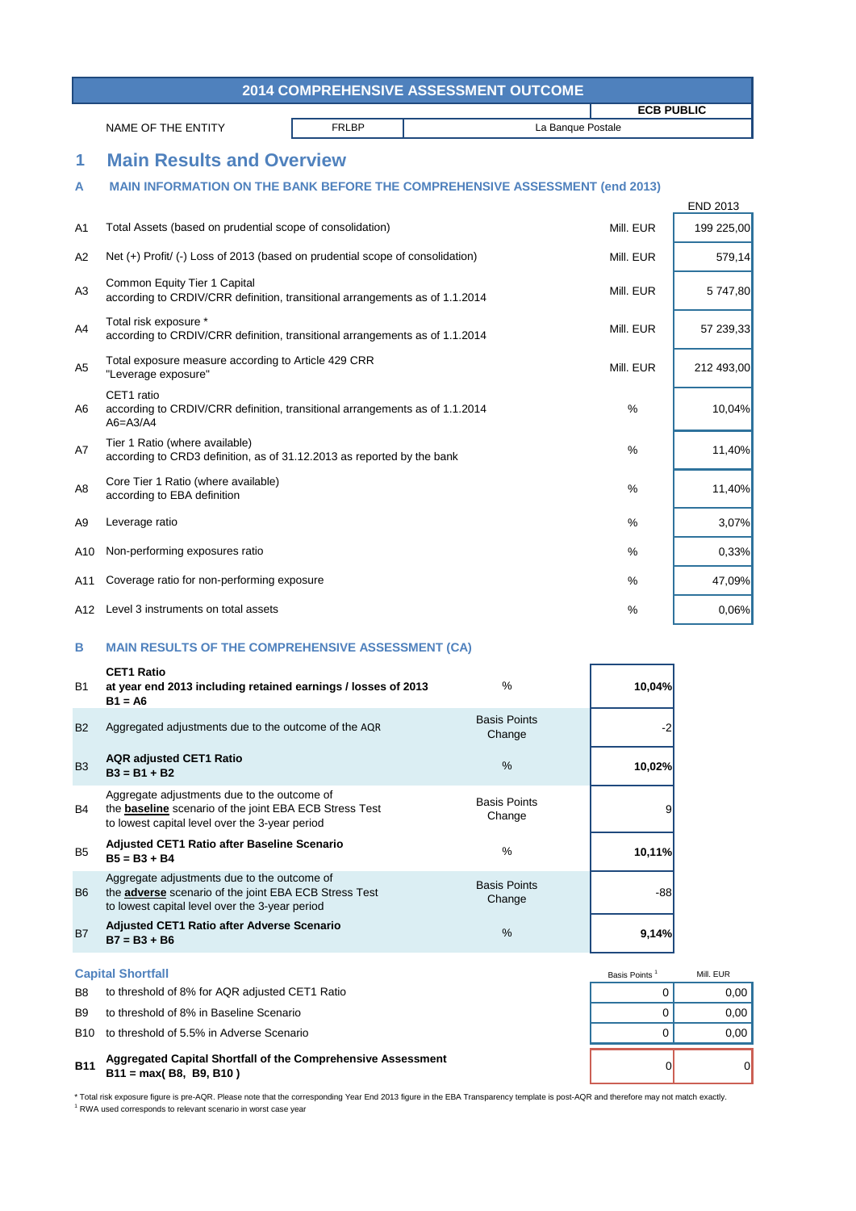# 2014 COMPREHENSIVE ASSESSMENT OUTCOME

**ECB PUBLIC**

| NAME OF THE ENTITY | FRLBP | La Banque Postale |
|---|---|---|

## 1 Main Results and Overview

### A MAIN INFORMATION ON THE BANK BEFORE THE COMPREHENSIVE ASSESSMENT (end 2013)

| | | | END 2013 |
|---|---|---|---|
| A1 | Total Assets (based on prudential scope of consolidation) | Mill. EUR | 199 225,00 |
| A2 | Net (+) Profit/ (-) Loss of 2013 (based on prudential scope of consolidation) | Mill. EUR | 579,14 |
| A3 | Common Equity Tier 1 Capital according to CRDIV/CRR definition, transitional arrangements as of 1.1.2014 | Mill. EUR | 5 747,80 |
| A4 | Total risk exposure * according to CRDIV/CRR definition, transitional arrangements as of 1.1.2014 | Mill. EUR | 57 239,33 |
| A5 | Total exposure measure according to Article 429 CRR "Leverage exposure" | Mill. EUR | 212 493,00 |
| A6 | CET1 ratio according to CRDIV/CRR definition, transitional arrangements as of 1.1.2014 A6=A3/A4 | % | 10,04% |
| A7 | Tier 1 Ratio (where available) according to CRD3 definition, as of 31.12.2013 as reported by the bank | % | 11,40% |
| A8 | Core Tier 1 Ratio (where available) according to EBA definition | % | 11,40% |
| A9 | Leverage ratio | % | 3,07% |
| A10 | Non-performing exposures ratio | % | 0,33% |
| A11 | Coverage ratio for non-performing exposure | % | 47,09% |
| A12 | Level 3 instruments on total assets | % | 0,06% |

### B MAIN RESULTS OF THE COMPREHENSIVE ASSESSMENT (CA)

| | | | |
|---|---|---|---|
| B1 | **CET1 Ratio at year end 2013 including retained earnings / losses of 2013 B1 = A6** | % | **10,04%** |
| B2 | Aggregated adjustments due to the outcome of the AQR | Basis Points Change | -2 |
| B3 | **AQR adjusted CET1 Ratio B3 = B1 + B2** | % | **10,02%** |
| B4 | Aggregate adjustments due to the outcome of the **baseline** scenario of the joint EBA ECB Stress Test to lowest capital level over the 3-year period | Basis Points Change | 9 |
| B5 | **Adjusted CET1 Ratio after Baseline Scenario B5 = B3 + B4** | % | **10,11%** |
| B6 | Aggregate adjustments due to the outcome of the **adverse** scenario of the joint EBA ECB Stress Test to lowest capital level over the 3-year period | Basis Points Change | -88 |
| B7 | **Adjusted CET1 Ratio after Adverse Scenario B7 = B3 + B6** | % | **9,14%** |

#### Capital Shortfall

| | | Basis Points [1] | Mill. EUR |
|---|---|---|---|
| B8 | to threshold of 8% for AQR adjusted CET1 Ratio | 0 | 0,00 |
| B9 | to threshold of 8% in Baseline Scenario | 0 | 0,00 |
| B10 | to threshold of 5.5% in Adverse Scenario | 0 | 0,00 |
| **B11** | **Aggregated Capital Shortfall of the Comprehensive Assessment B11 = max( B8, B9, B10 )** | 0 | 0 |

\* Total risk exposure figure is pre-AQR. Please note that the corresponding Year End 2013 figure in the EBA Transparency template is post-AQR and therefore may not match exactly.

[1] RWA used corresponds to relevant scenario in worst case year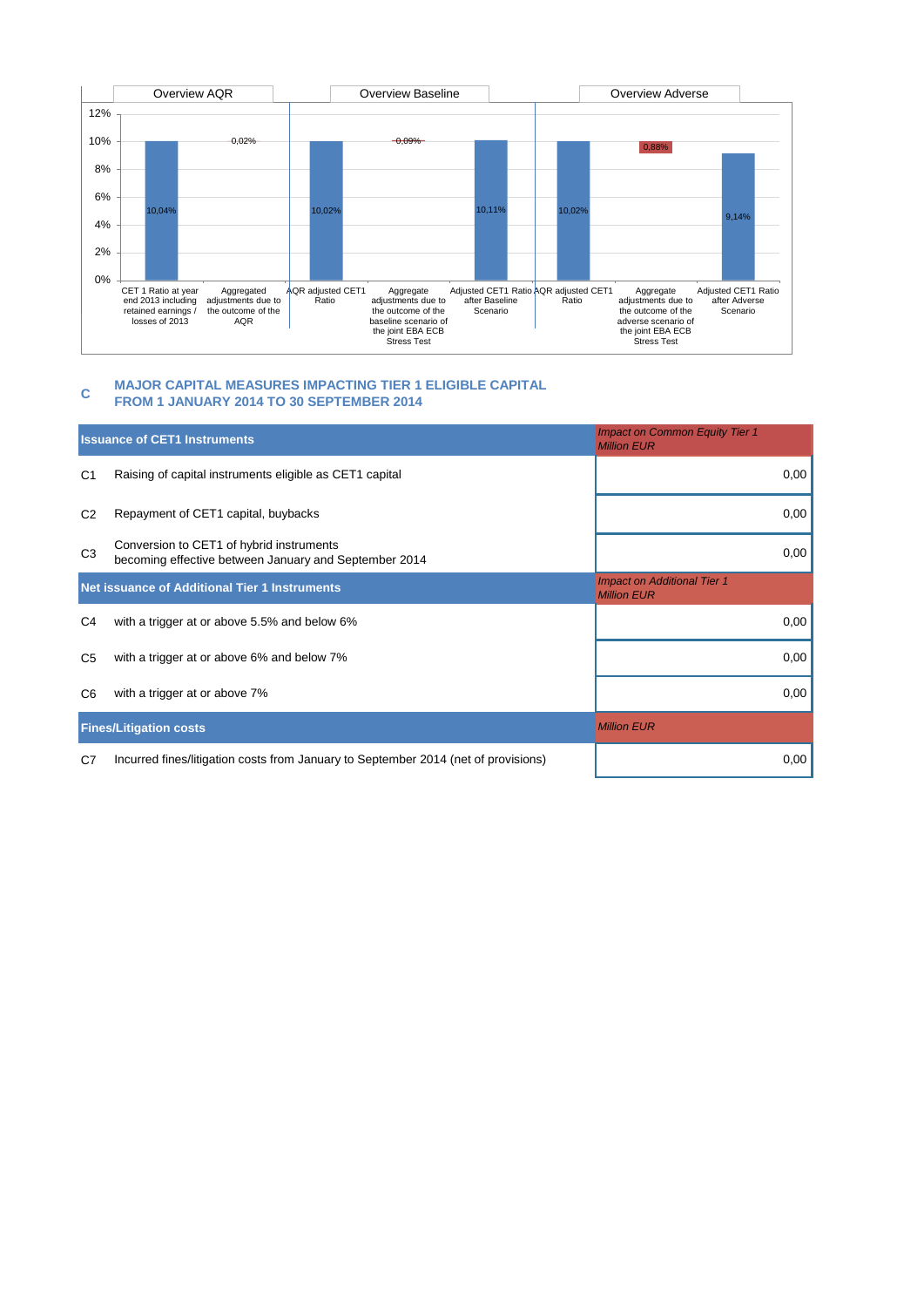Overview AQR

Overview Baseline

Overview Adverse

12%
10%
8%
6%
4%
2%
0%

10,04%
0,02%
10,02%
-0,09%
10,11%
10,02%
0,88%
9,14%

CET 1 Ratio at year end 2013 including retained earnings / losses of 2013

Aggregated adjustments due to the outcome of the AQR

AQR adjusted CET1 Ratio

Aggregate adjustments due to the outcome of the baseline scenario of the joint EBA ECB Stress Test

Adjusted CET1 Ratio after Baseline Scenario

AQR adjusted CET1 Ratio

Aggregate adjustments due to the outcome of the adverse scenario of the joint EBA ECB Stress Test

Adjusted CET1 Ratio after Adverse Scenario

## C MAJOR CAPITAL MEASURES IMPACTING TIER 1 ELIGIBLE CAPITAL FROM 1 JANUARY 2014 TO 30 SEPTEMBER 2014

| | **Issuance of CET1 Instruments** | *Impact on Common Equity Tier 1 Million EUR* |
|---|---|---|
| C1 | Raising of capital instruments eligible as CET1 capital | 0,00 |
| C2 | Repayment of CET1 capital, buybacks | 0,00 |
| C3 | Conversion to CET1 of hybrid instruments becoming effective between January and September 2014 | 0,00 |
| | **Net issuance of Additional Tier 1 Instruments** | *Impact on Additional Tier 1 Million EUR* |
| C4 | with a trigger at or above 5.5% and below 6% | 0,00 |
| C5 | with a trigger at or above 6% and below 7% | 0,00 |
| C6 | with a trigger at or above 7% | 0,00 |
| | **Fines/Litigation costs** | *Million EUR* |
| C7 | Incurred fines/litigation costs from January to September 2014 (net of provisions) | 0,00 |